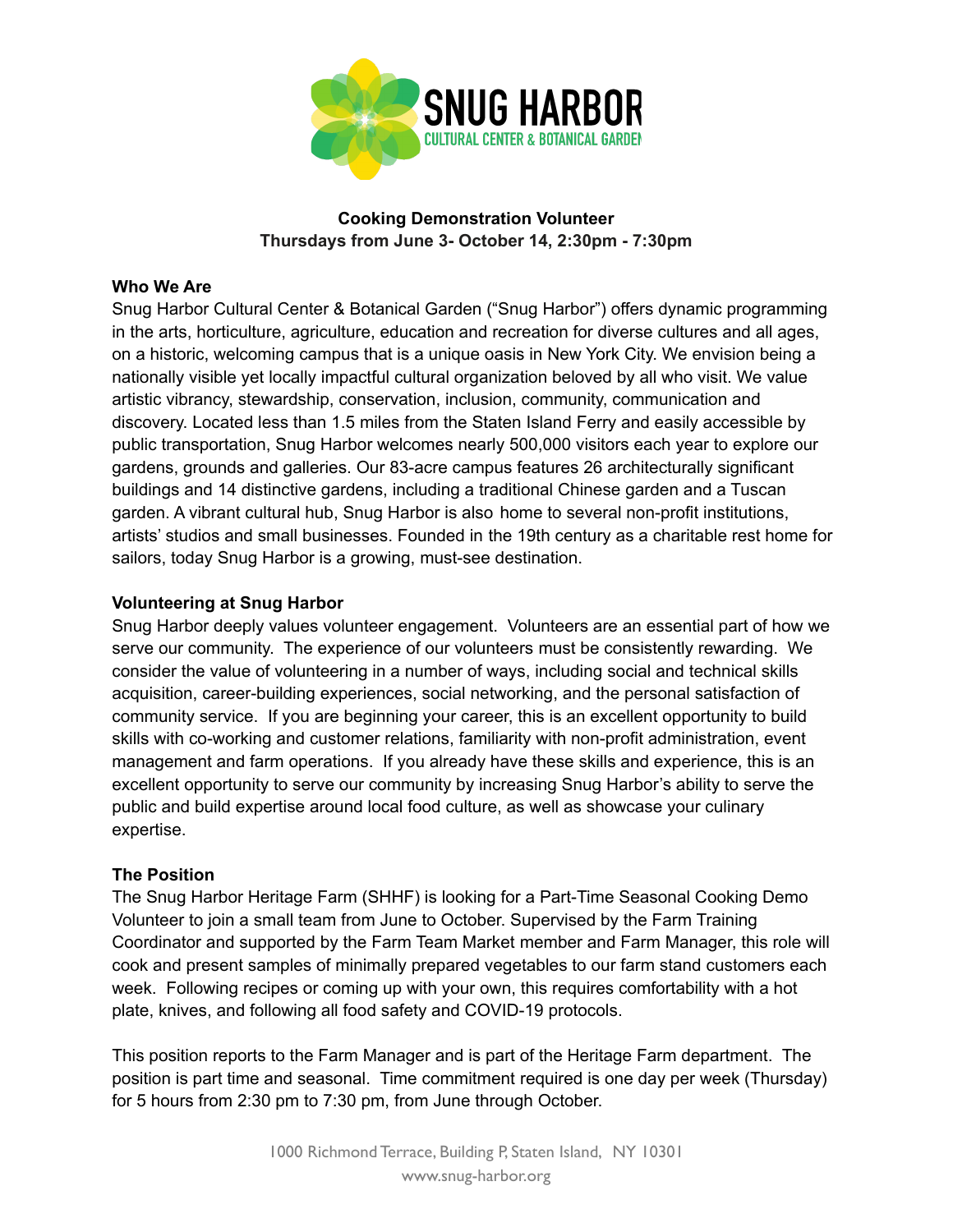**SNUG HARBOR**
**CULTURAL CENTER & BOTANICAL GARDEN**

**Cooking Demonstration Volunteer**
**Thursdays from June 3- October 14, 2:30pm - 7:30pm**

**Who We Are**

Snug Harbor Cultural Center & Botanical Garden ("Snug Harbor") offers dynamic programming in the arts, horticulture, agriculture, education and recreation for diverse cultures and all ages, on a historic, welcoming campus that is a unique oasis in New York City. We envision being a nationally visible yet locally impactful cultural organization beloved by all who visit. We value artistic vibrancy, stewardship, conservation, inclusion, community, communication and discovery. Located less than 1.5 miles from the Staten Island Ferry and easily accessible by public transportation, Snug Harbor welcomes nearly 500,000 visitors each year to explore our gardens, grounds and galleries. Our 83-acre campus features 26 architecturally significant buildings and 14 distinctive gardens, including a traditional Chinese garden and a Tuscan garden. A vibrant cultural hub, Snug Harbor is also home to several non-profit institutions, artists' studios and small businesses. Founded in the 19th century as a charitable rest home for sailors, today Snug Harbor is a growing, must-see destination.

**Volunteering at Snug Harbor**

Snug Harbor deeply values volunteer engagement. Volunteers are an essential part of how we serve our community. The experience of our volunteers must be consistently rewarding. We consider the value of volunteering in a number of ways, including social and technical skills acquisition, career-building experiences, social networking, and the personal satisfaction of community service. If you are beginning your career, this is an excellent opportunity to build skills with co-working and customer relations, familiarity with non-profit administration, event management and farm operations. If you already have these skills and experience, this is an excellent opportunity to serve our community by increasing Snug Harbor's ability to serve the public and build expertise around local food culture, as well as showcase your culinary expertise.

**The Position**

The Snug Harbor Heritage Farm (SHHF) is looking for a Part-Time Seasonal Cooking Demo Volunteer to join a small team from June to October. Supervised by the Farm Training Coordinator and supported by the Farm Team Market member and Farm Manager, this role will cook and present samples of minimally prepared vegetables to our farm stand customers each week. Following recipes or coming up with your own, this requires comfortability with a hot plate, knives, and following all food safety and COVID-19 protocols.

This position reports to the Farm Manager and is part of the Heritage Farm department. The position is part time and seasonal. Time commitment required is one day per week (Thursday) for 5 hours from 2:30 pm to 7:30 pm, from June through October.

1000 Richmond Terrace, Building P, Staten Island, NY 10301
www.snug-harbor.org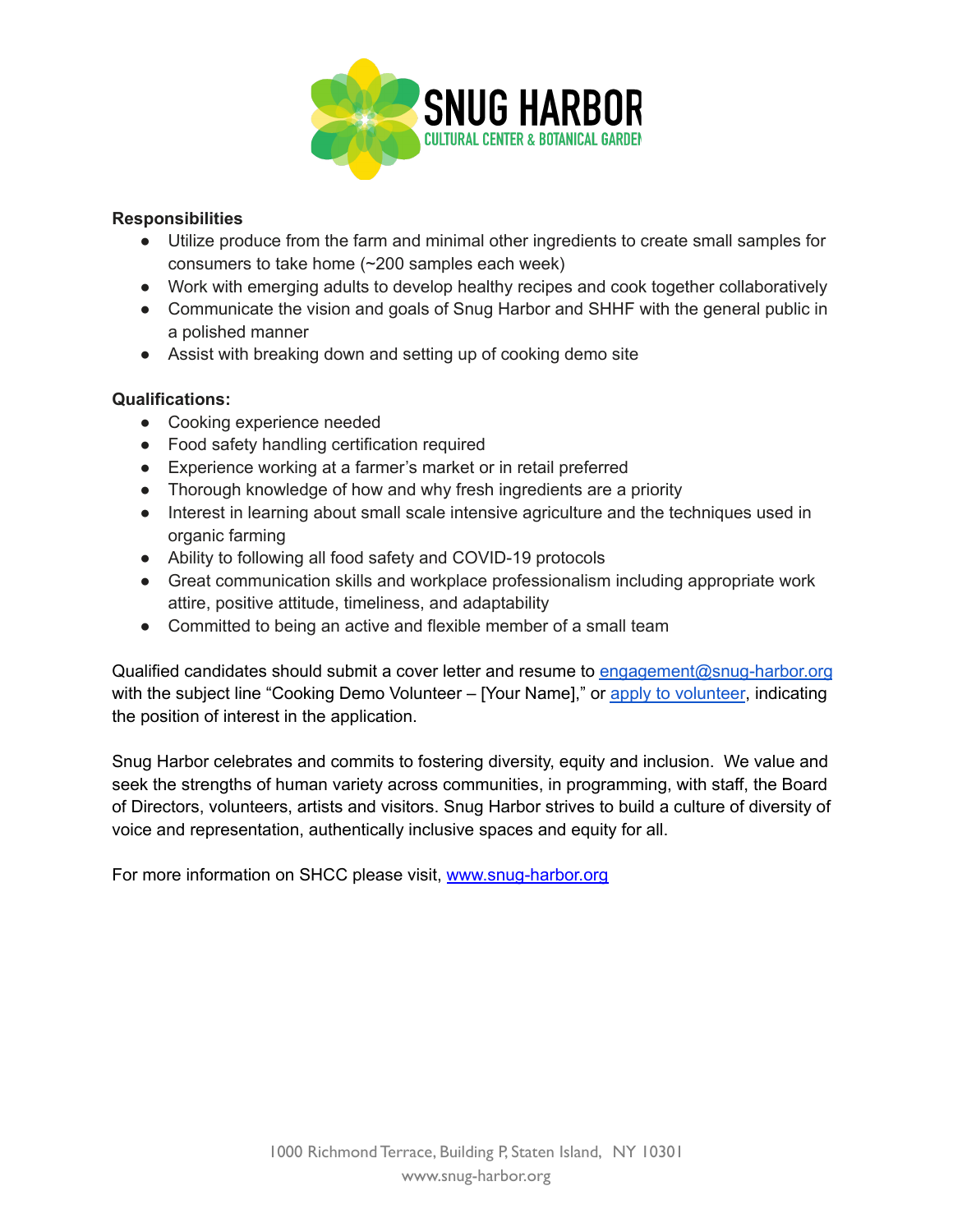**Responsibilities**

- Utilize produce from the farm and minimal other ingredients to create small samples for consumers to take home (~200 samples each week)
- Work with emerging adults to develop healthy recipes and cook together collaboratively
- Communicate the vision and goals of Snug Harbor and SHHF with the general public in a polished manner
- Assist with breaking down and setting up of cooking demo site

**Qualifications:**

- Cooking experience needed
- Food safety handling certification required
- Experience working at a farmer's market or in retail preferred
- Thorough knowledge of how and why fresh ingredients are a priority
- Interest in learning about small scale intensive agriculture and the techniques used in organic farming
- Ability to following all food safety and COVID-19 protocols
- Great communication skills and workplace professionalism including appropriate work attire, positive attitude, timeliness, and adaptability
- Committed to being an active and flexible member of a small team

Qualified candidates should submit a cover letter and resume to engagement@snug-harbor.org with the subject line "Cooking Demo Volunteer – [Your Name]," or apply to volunteer, indicating the position of interest in the application.

Snug Harbor celebrates and commits to fostering diversity, equity and inclusion. We value and seek the strengths of human variety across communities, in programming, with staff, the Board of Directors, volunteers, artists and visitors. Snug Harbor strives to build a culture of diversity of voice and representation, authentically inclusive spaces and equity for all.

For more information on SHCC please visit, www.snug-harbor.org